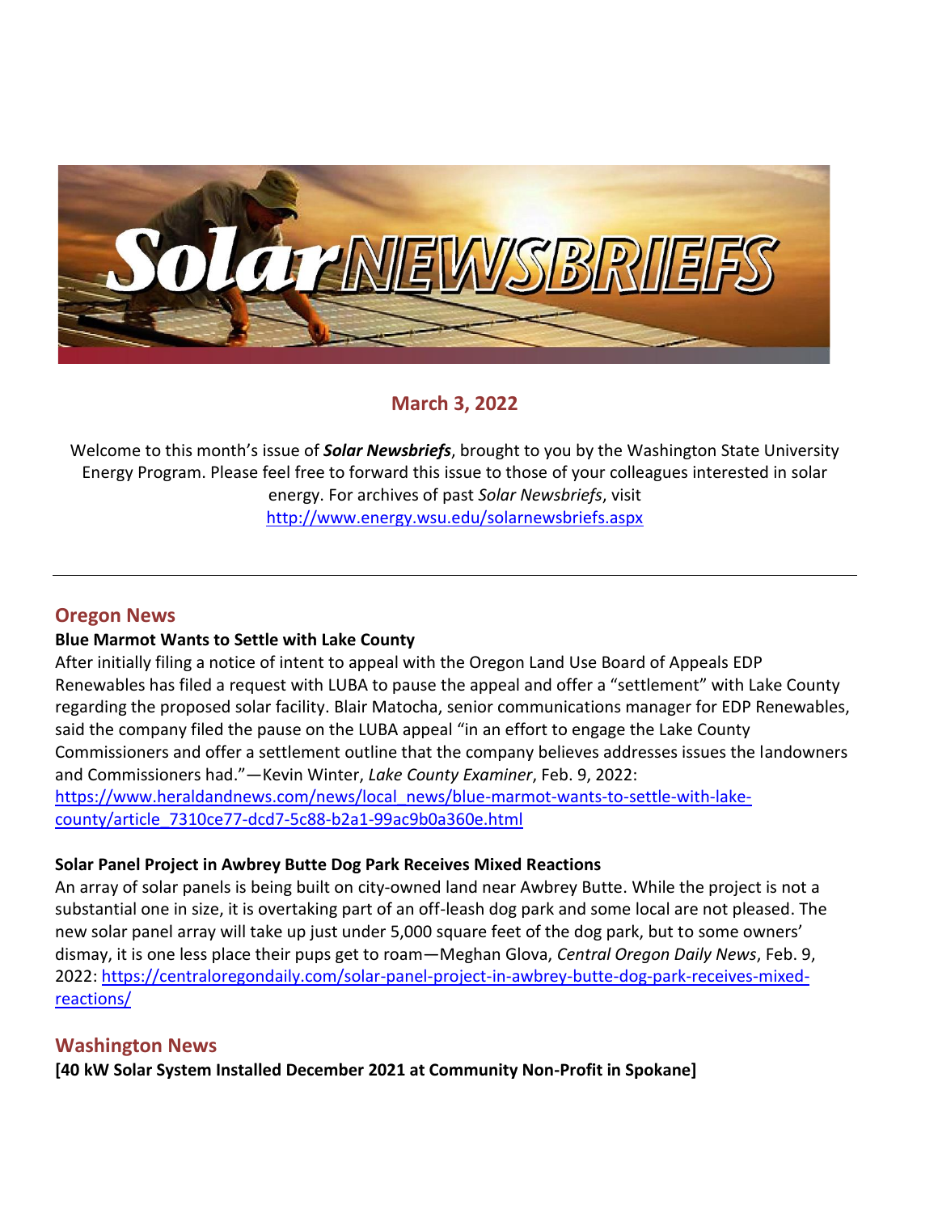# Solar NEWSBRIEFS

## March 3, 2022

Welcome to this month's issue of ***Solar Newsbriefs***, brought to you by the Washington State University Energy Program. Please feel free to forward this issue to those of your colleagues interested in solar energy. For archives of past *Solar Newsbriefs*, visit http://www.energy.wsu.edu/solarnewsbriefs.aspx

---

## Oregon News

**Blue Marmot Wants to Settle with Lake County**

After initially filing a notice of intent to appeal with the Oregon Land Use Board of Appeals EDP Renewables has filed a request with LUBA to pause the appeal and offer a "settlement" with Lake County regarding the proposed solar facility. Blair Matocha, senior communications manager for EDP Renewables, said the company filed the pause on the LUBA appeal "in an effort to engage the Lake County Commissioners and offer a settlement outline that the company believes addresses issues the landowners and Commissioners had."—Kevin Winter, *Lake County Examiner*, Feb. 9, 2022: https://www.heraldandnews.com/news/local_news/blue-marmot-wants-to-settle-with-lake-county/article_7310ce77-dcd7-5c88-b2a1-99ac9b0a360e.html

**Solar Panel Project in Awbrey Butte Dog Park Receives Mixed Reactions**

An array of solar panels is being built on city-owned land near Awbrey Butte. While the project is not a substantial one in size, it is overtaking part of an off-leash dog park and some local are not pleased. The new solar panel array will take up just under 5,000 square feet of the dog park, but to some owners' dismay, it is one less place their pups get to roam—Meghan Glova, *Central Oregon Daily News*, Feb. 9, 2022: https://centraloregondaily.com/solar-panel-project-in-awbrey-butte-dog-park-receives-mixed-reactions/

## Washington News

**[40 kW Solar System Installed December 2021 at Community Non-Profit in Spokane]**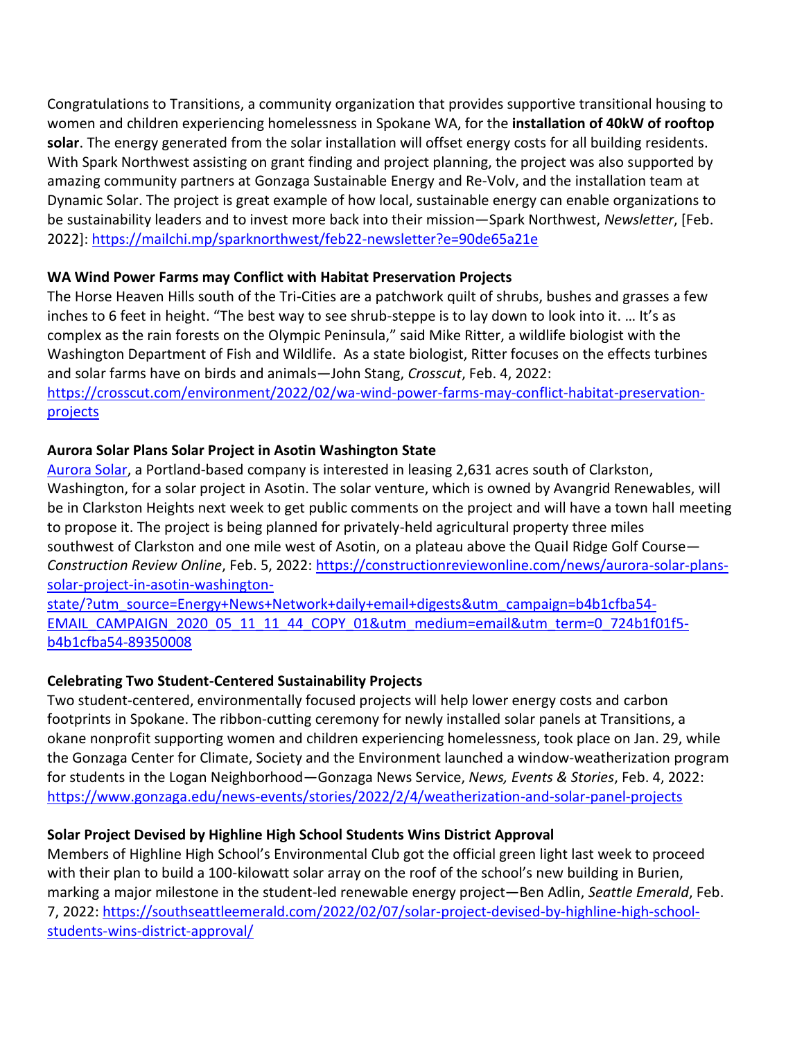Congratulations to Transitions, a community organization that provides supportive transitional housing to women and children experiencing homelessness in Spokane WA, for the **installation of 40kW of rooftop solar**. The energy generated from the solar installation will offset energy costs for all building residents. With Spark Northwest assisting on grant finding and project planning, the project was also supported by amazing community partners at Gonzaga Sustainable Energy and Re-Volv, and the installation team at Dynamic Solar. The project is great example of how local, sustainable energy can enable organizations to be sustainability leaders and to invest more back into their mission—Spark Northwest, *Newsletter*, [Feb. 2022]: https://mailchi.mp/sparknorthwest/feb22-newsletter?e=90de65a21e

**WA Wind Power Farms may Conflict with Habitat Preservation Projects**

The Horse Heaven Hills south of the Tri-Cities are a patchwork quilt of shrubs, bushes and grasses a few inches to 6 feet in height. "The best way to see shrub-steppe is to lay down to look into it. … It's as complex as the rain forests on the Olympic Peninsula," said Mike Ritter, a wildlife biologist with the Washington Department of Fish and Wildlife. As a state biologist, Ritter focuses on the effects turbines and solar farms have on birds and animals—John Stang, *Crosscut*, Feb. 4, 2022: https://crosscut.com/environment/2022/02/wa-wind-power-farms-may-conflict-habitat-preservation-projects

**Aurora Solar Plans Solar Project in Asotin Washington State**

Aurora Solar, a Portland-based company is interested in leasing 2,631 acres south of Clarkston, Washington, for a solar project in Asotin. The solar venture, which is owned by Avangrid Renewables, will be in Clarkston Heights next week to get public comments on the project and will have a town hall meeting to propose it. The project is being planned for privately-held agricultural property three miles southwest of Clarkston and one mile west of Asotin, on a plateau above the Quail Ridge Golf Course—*Construction Review Online*, Feb. 5, 2022: https://constructionreviewonline.com/news/aurora-solar-plans-solar-project-in-asotin-washington-state/?utm_source=Energy+News+Network+daily+email+digests&utm_campaign=b4b1cfba54-EMAIL_CAMPAIGN_2020_05_11_11_44_COPY_01&utm_medium=email&utm_term=0_724b1f01f5-b4b1cfba54-89350008

**Celebrating Two Student-Centered Sustainability Projects**

Two student-centered, environmentally focused projects will help lower energy costs and carbon footprints in Spokane. The ribbon-cutting ceremony for newly installed solar panels at Transitions, a okane nonprofit supporting women and children experiencing homelessness, took place on Jan. 29, while the Gonzaga Center for Climate, Society and the Environment launched a window-weatherization program for students in the Logan Neighborhood—Gonzaga News Service, *News, Events & Stories*, Feb. 4, 2022: https://www.gonzaga.edu/news-events/stories/2022/2/4/weatherization-and-solar-panel-projects

**Solar Project Devised by Highline High School Students Wins District Approval**

Members of Highline High School's Environmental Club got the official green light last week to proceed with their plan to build a 100-kilowatt solar array on the roof of the school's new building in Burien, marking a major milestone in the student-led renewable energy project—Ben Adlin, *Seattle Emerald*, Feb. 7, 2022: https://southseattleemerald.com/2022/02/07/solar-project-devised-by-highline-high-school-students-wins-district-approval/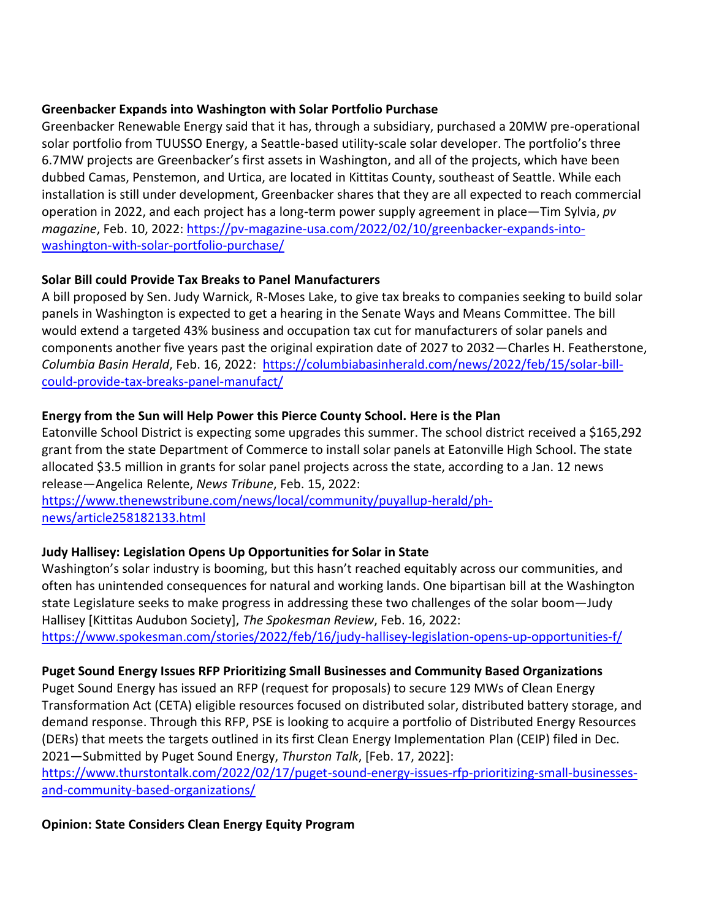**Greenbacker Expands into Washington with Solar Portfolio Purchase**

Greenbacker Renewable Energy said that it has, through a subsidiary, purchased a 20MW pre-operational solar portfolio from TUUSSO Energy, a Seattle-based utility-scale solar developer. The portfolio's three 6.7MW projects are Greenbacker's first assets in Washington, and all of the projects, which have been dubbed Camas, Penstemon, and Urtica, are located in Kittitas County, southeast of Seattle. While each installation is still under development, Greenbacker shares that they are all expected to reach commercial operation in 2022, and each project has a long-term power supply agreement in place—Tim Sylvia, *pv magazine*, Feb. 10, 2022: [https://pv-magazine-usa.com/2022/02/10/greenbacker-expands-into-washington-with-solar-portfolio-purchase/](https://pv-magazine-usa.com/2022/02/10/greenbacker-expands-into-washington-with-solar-portfolio-purchase/)

**Solar Bill could Provide Tax Breaks to Panel Manufacturers**

A bill proposed by Sen. Judy Warnick, R-Moses Lake, to give tax breaks to companies seeking to build solar panels in Washington is expected to get a hearing in the Senate Ways and Means Committee. The bill would extend a targeted 43% business and occupation tax cut for manufacturers of solar panels and components another five years past the original expiration date of 2027 to 2032—Charles H. Featherstone, *Columbia Basin Herald*, Feb. 16, 2022: [https://columbiabasinherald.com/news/2022/feb/15/solar-bill-could-provide-tax-breaks-panel-manufact/](https://columbiabasinherald.com/news/2022/feb/15/solar-bill-could-provide-tax-breaks-panel-manufact/)

**Energy from the Sun will Help Power this Pierce County School. Here is the Plan**

Eatonville School District is expecting some upgrades this summer. The school district received a $165,292 grant from the state Department of Commerce to install solar panels at Eatonville High School. The state allocated $3.5 million in grants for solar panel projects across the state, according to a Jan. 12 news release—Angelica Relente, *News Tribune*, Feb. 15, 2022: [https://www.thenewstribune.com/news/local/community/puyallup-herald/ph-news/article258182133.html](https://www.thenewstribune.com/news/local/community/puyallup-herald/ph-news/article258182133.html)

**Judy Hallisey: Legislation Opens Up Opportunities for Solar in State**

Washington's solar industry is booming, but this hasn't reached equitably across our communities, and often has unintended consequences for natural and working lands. One bipartisan bill at the Washington state Legislature seeks to make progress in addressing these two challenges of the solar boom—Judy Hallisey [Kittitas Audubon Society], *The Spokesman Review*, Feb. 16, 2022: [https://www.spokesman.com/stories/2022/feb/16/judy-hallisey-legislation-opens-up-opportunities-f/](https://www.spokesman.com/stories/2022/feb/16/judy-hallisey-legislation-opens-up-opportunities-f/)

**Puget Sound Energy Issues RFP Prioritizing Small Businesses and Community Based Organizations**

Puget Sound Energy has issued an RFP (request for proposals) to secure 129 MWs of Clean Energy Transformation Act (CETA) eligible resources focused on distributed solar, distributed battery storage, and demand response. Through this RFP, PSE is looking to acquire a portfolio of Distributed Energy Resources (DERs) that meets the targets outlined in its first Clean Energy Implementation Plan (CEIP) filed in Dec. 2021—Submitted by Puget Sound Energy, *Thurston Talk*, [Feb. 17, 2022]: [https://www.thurstontalk.com/2022/02/17/puget-sound-energy-issues-rfp-prioritizing-small-businesses-and-community-based-organizations/](https://www.thurstontalk.com/2022/02/17/puget-sound-energy-issues-rfp-prioritizing-small-businesses-and-community-based-organizations/)

**Opinion: State Considers Clean Energy Equity Program**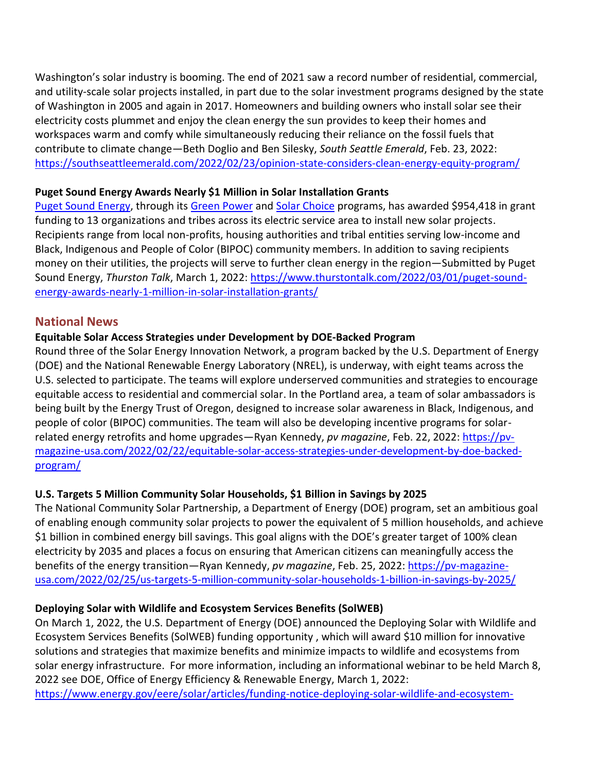Washington's solar industry is booming. The end of 2021 saw a record number of residential, commercial, and utility-scale solar projects installed, in part due to the solar investment programs designed by the state of Washington in 2005 and again in 2017. Homeowners and building owners who install solar see their electricity costs plummet and enjoy the clean energy the sun provides to keep their homes and workspaces warm and comfy while simultaneously reducing their reliance on the fossil fuels that contribute to climate change—Beth Doglio and Ben Silesky, *South Seattle Emerald*, Feb. 23, 2022: [https://southseattleemerald.com/2022/02/23/opinion-state-considers-clean-energy-equity-program/](https://southseattleemerald.com/2022/02/23/opinion-state-considers-clean-energy-equity-program/)

**Puget Sound Energy Awards Nearly $1 Million in Solar Installation Grants**

[Puget Sound Energy](), through its [Green Power]() and [Solar Choice]() programs, has awarded $954,418 in grant funding to 13 organizations and tribes across its electric service area to install new solar projects. Recipients range from local non-profits, housing authorities and tribal entities serving low-income and Black, Indigenous and People of Color (BIPOC) community members. In addition to saving recipients money on their utilities, the projects will serve to further clean energy in the region—Submitted by Puget Sound Energy, *Thurston Talk*, March 1, 2022: [https://www.thurstontalk.com/2022/03/01/puget-sound-energy-awards-nearly-1-million-in-solar-installation-grants/](https://www.thurstontalk.com/2022/03/01/puget-sound-energy-awards-nearly-1-million-in-solar-installation-grants/)

## National News

**Equitable Solar Access Strategies under Development by DOE-Backed Program**

Round three of the Solar Energy Innovation Network, a program backed by the U.S. Department of Energy (DOE) and the National Renewable Energy Laboratory (NREL), is underway, with eight teams across the U.S. selected to participate. The teams will explore underserved communities and strategies to encourage equitable access to residential and commercial solar. In the Portland area, a team of solar ambassadors is being built by the Energy Trust of Oregon, designed to increase solar awareness in Black, Indigenous, and people of color (BIPOC) communities. The team will also be developing incentive programs for solar-related energy retrofits and home upgrades—Ryan Kennedy, *pv magazine*, Feb. 22, 2022: [https://pv-magazine-usa.com/2022/02/22/equitable-solar-access-strategies-under-development-by-doe-backed-program/](https://pv-magazine-usa.com/2022/02/22/equitable-solar-access-strategies-under-development-by-doe-backed-program/)

**U.S. Targets 5 Million Community Solar Households, $1 Billion in Savings by 2025**

The National Community Solar Partnership, a Department of Energy (DOE) program, set an ambitious goal of enabling enough community solar projects to power the equivalent of 5 million households, and achieve $1 billion in combined energy bill savings. This goal aligns with the DOE's greater target of 100% clean electricity by 2035 and places a focus on ensuring that American citizens can meaningfully access the benefits of the energy transition—Ryan Kennedy, *pv magazine*, Feb. 25, 2022: [https://pv-magazine-usa.com/2022/02/25/us-targets-5-million-community-solar-households-1-billion-in-savings-by-2025/](https://pv-magazine-usa.com/2022/02/25/us-targets-5-million-community-solar-households-1-billion-in-savings-by-2025/)

**Deploying Solar with Wildlife and Ecosystem Services Benefits (SolWEB)**

On March 1, 2022, the U.S. Department of Energy (DOE) announced the Deploying Solar with Wildlife and Ecosystem Services Benefits (SolWEB) funding opportunity , which will award $10 million for innovative solutions and strategies that maximize benefits and minimize impacts to wildlife and ecosystems from solar energy infrastructure. For more information, including an informational webinar to be held March 8, 2022 see DOE, Office of Energy Efficiency & Renewable Energy, March 1, 2022: https://www.energy.gov/eere/solar/articles/funding-notice-deploying-solar-wildlife-and-ecosystem-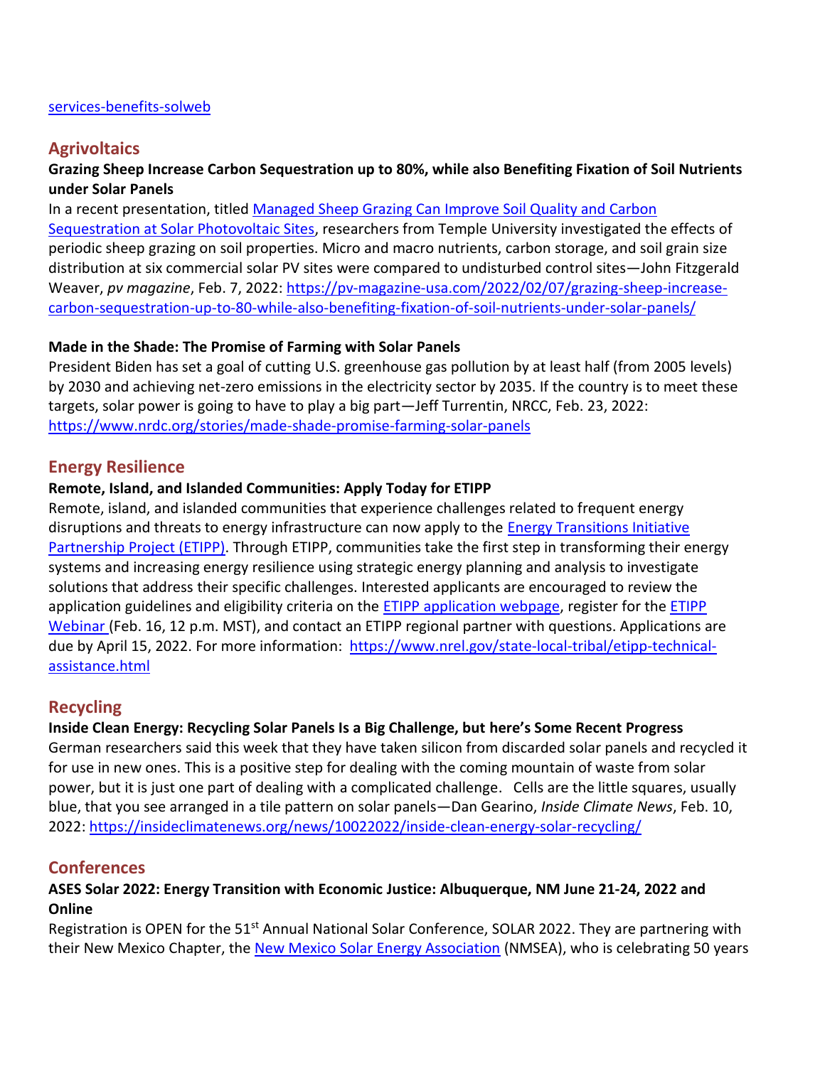[services-benefits-solweb](services-benefits-solweb)

## Agrivoltaics

**Grazing Sheep Increase Carbon Sequestration up to 80%, while also Benefiting Fixation of Soil Nutrients under Solar Panels**

In a recent presentation, titled [Managed Sheep Grazing Can Improve Soil Quality and Carbon Sequestration at Solar Photovoltaic Sites](), researchers from Temple University investigated the effects of periodic sheep grazing on soil properties. Micro and macro nutrients, carbon storage, and soil grain size distribution at six commercial solar PV sites were compared to undisturbed control sites—John Fitzgerald Weaver, *pv magazine*, Feb. 7, 2022: [https://pv-magazine-usa.com/2022/02/07/grazing-sheep-increase-carbon-sequestration-up-to-80-while-also-benefiting-fixation-of-soil-nutrients-under-solar-panels/](https://pv-magazine-usa.com/2022/02/07/grazing-sheep-increase-carbon-sequestration-up-to-80-while-also-benefiting-fixation-of-soil-nutrients-under-solar-panels/)

**Made in the Shade: The Promise of Farming with Solar Panels**

President Biden has set a goal of cutting U.S. greenhouse gas pollution by at least half (from 2005 levels) by 2030 and achieving net-zero emissions in the electricity sector by 2035. If the country is to meet these targets, solar power is going to have to play a big part—Jeff Turrentin, NRCC, Feb. 23, 2022: [https://www.nrdc.org/stories/made-shade-promise-farming-solar-panels](https://www.nrdc.org/stories/made-shade-promise-farming-solar-panels)

## Energy Resilience

**Remote, Island, and Islanded Communities: Apply Today for ETIPP**

Remote, island, and islanded communities that experience challenges related to frequent energy disruptions and threats to energy infrastructure can now apply to the [Energy Transitions Initiative Partnership Project (ETIPP)](). Through ETIPP, communities take the first step in transforming their energy systems and increasing energy resilience using strategic energy planning and analysis to investigate solutions that address their specific challenges. Interested applicants are encouraged to review the application guidelines and eligibility criteria on the [ETIPP application webpage](), register for the [ETIPP Webinar]() (Feb. 16, 12 p.m. MST), and contact an ETIPP regional partner with questions. Applications are due by April 15, 2022. For more information: [https://www.nrel.gov/state-local-tribal/etipp-technical-assistance.html](https://www.nrel.gov/state-local-tribal/etipp-technical-assistance.html)

## Recycling

**Inside Clean Energy: Recycling Solar Panels Is a Big Challenge, but here's Some Recent Progress**

German researchers said this week that they have taken silicon from discarded solar panels and recycled it for use in new ones. This is a positive step for dealing with the coming mountain of waste from solar power, but it is just one part of dealing with a complicated challenge. Cells are the little squares, usually blue, that you see arranged in a tile pattern on solar panels—Dan Gearino, *Inside Climate News*, Feb. 10, 2022: [https://insideclimatenews.org/news/10022022/inside-clean-energy-solar-recycling/](https://insideclimatenews.org/news/10022022/inside-clean-energy-solar-recycling/)

## Conferences

**ASES Solar 2022: Energy Transition with Economic Justice: Albuquerque, NM June 21-24, 2022 and Online**

Registration is OPEN for the 51st Annual National Solar Conference, SOLAR 2022. They are partnering with their New Mexico Chapter, the [New Mexico Solar Energy Association]() (NMSEA), who is celebrating 50 years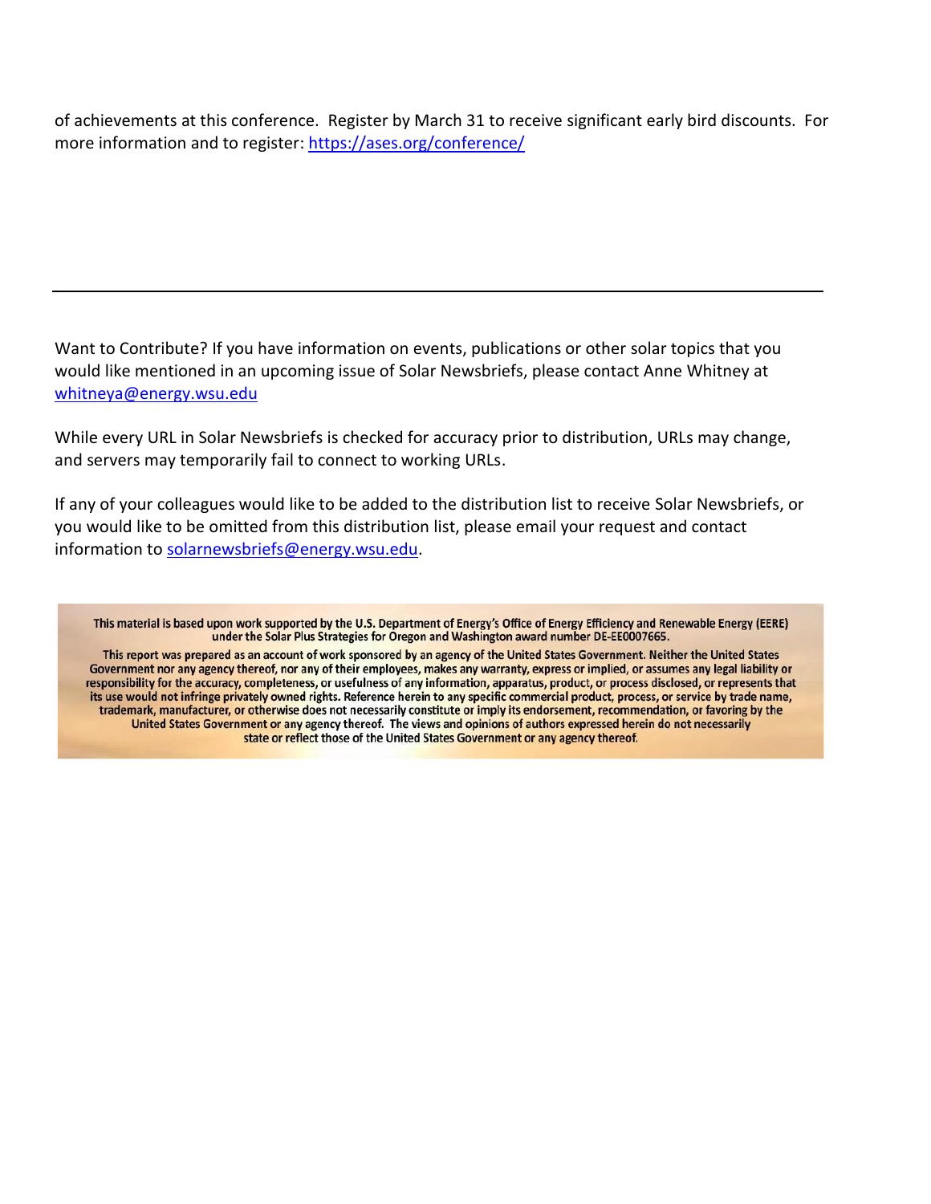of achievements at this conference. Register by March 31 to receive significant early bird discounts. For more information and to register: https://ases.org/conference/

---

Want to Contribute? If you have information on events, publications or other solar topics that you would like mentioned in an upcoming issue of Solar Newsbriefs, please contact Anne Whitney at whitneya@energy.wsu.edu

While every URL in Solar Newsbriefs is checked for accuracy prior to distribution, URLs may change, and servers may temporarily fail to connect to working URLs.

If any of your colleagues would like to be added to the distribution list to receive Solar Newsbriefs, or you would like to be omitted from this distribution list, please email your request and contact information to solarnewsbriefs@energy.wsu.edu.

**This material is based upon work supported by the U.S. Department of Energy's Office of Energy Efficiency and Renewable Energy (EERE) under the Solar Plus Strategies for Oregon and Washington award number DE-EE0007665.**

**This report was prepared as an account of work sponsored by an agency of the United States Government. Neither the United States Government nor any agency thereof, nor any of their employees, makes any warranty, express or implied, or assumes any legal liability or responsibility for the accuracy, completeness, or usefulness of any information, apparatus, product, or process disclosed, or represents that its use would not infringe privately owned rights. Reference herein to any specific commercial product, process, or service by trade name, trademark, manufacturer, or otherwise does not necessarily constitute or imply its endorsement, recommendation, or favoring by the United States Government or any agency thereof. The views and opinions of authors expressed herein do not necessarily state or reflect those of the United States Government or any agency thereof.**